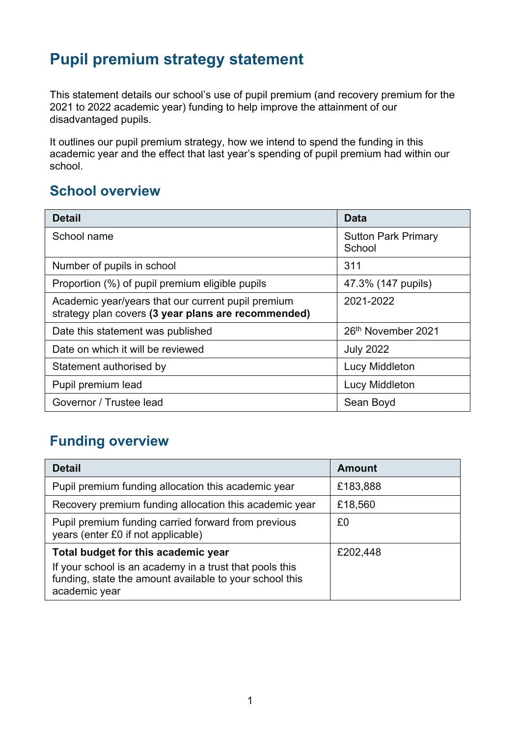# Pupil premium strategy statement

This statement details our school's use of pupil premium (and recovery premium for the 2021 to 2022 academic year) funding to help improve the attainment of our disadvantaged pupils.

It outlines our pupil premium strategy, how we intend to spend the funding in this academic year and the effect that last year's spending of pupil premium had within our school.

## School overview

| Detail | Data |
|---|---|
| School name | Sutton Park Primary School |
| Number of pupils in school | 311 |
| Proportion (%) of pupil premium eligible pupils | 47.3% (147 pupils) |
| Academic year/years that our current pupil premium strategy plan covers **(3 year plans are recommended)** | 2021-2022 |
| Date this statement was published | 26th November 2021 |
| Date on which it will be reviewed | July 2022 |
| Statement authorised by | Lucy Middleton |
| Pupil premium lead | Lucy Middleton |
| Governor / Trustee lead | Sean Boyd |

## Funding overview

| Detail | Amount |
|---|---|
| Pupil premium funding allocation this academic year | £183,888 |
| Recovery premium funding allocation this academic year | £18,560 |
| Pupil premium funding carried forward from previous years (enter £0 if not applicable) | £0 |
| **Total budget for this academic year** If your school is an academy in a trust that pools this funding, state the amount available to your school this academic year | £202,448 |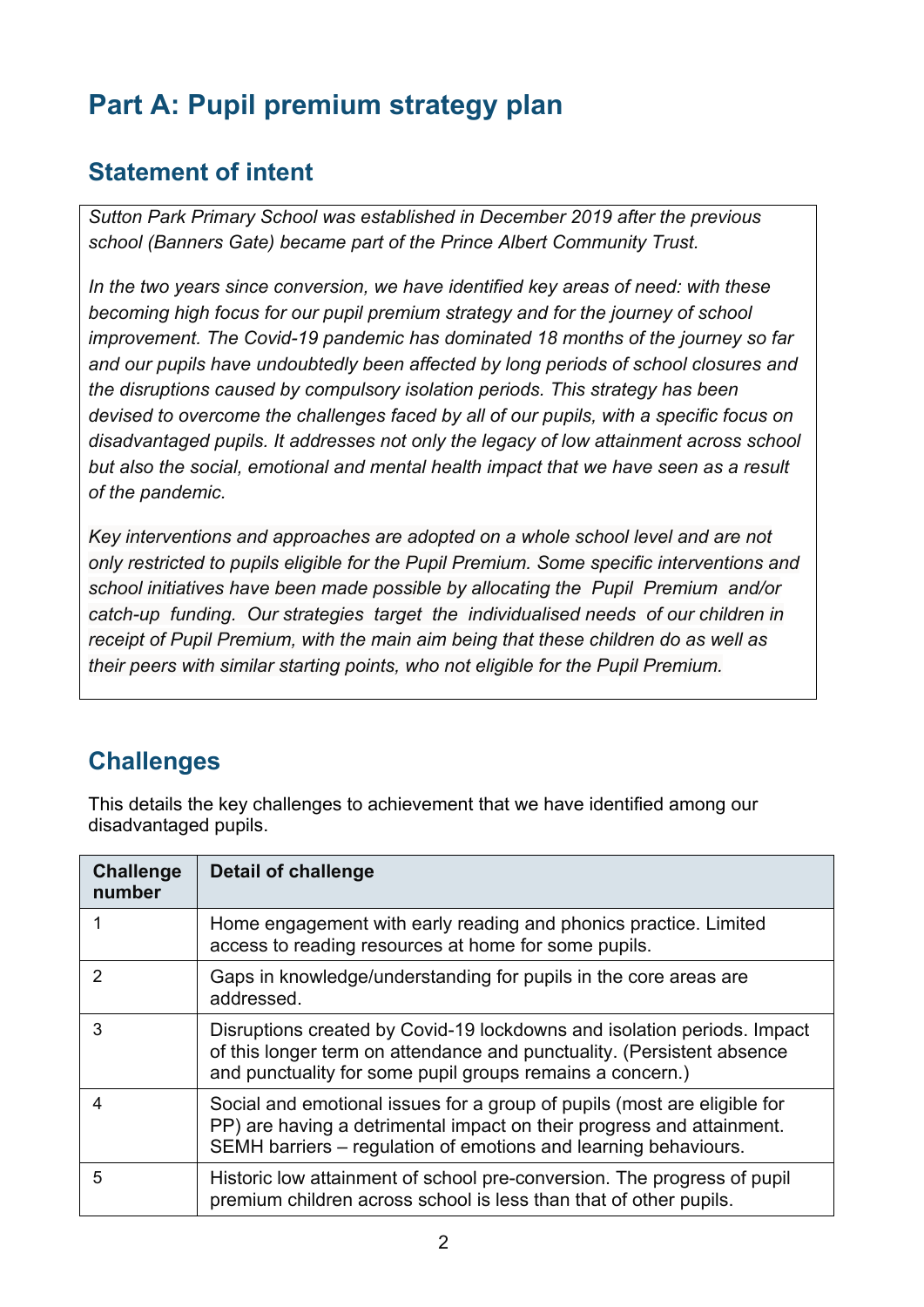# Part A: Pupil premium strategy plan

## Statement of intent

*Sutton Park Primary School was established in December 2019 after the previous school (Banners Gate) became part of the Prince Albert Community Trust.*

*In the two years since conversion, we have identified key areas of need: with these becoming high focus for our pupil premium strategy and for the journey of school improvement. The Covid-19 pandemic has dominated 18 months of the journey so far and our pupils have undoubtedly been affected by long periods of school closures and the disruptions caused by compulsory isolation periods. This strategy has been devised to overcome the challenges faced by all of our pupils, with a specific focus on disadvantaged pupils. It addresses not only the legacy of low attainment across school but also the social, emotional and mental health impact that we have seen as a result of the pandemic.*

*Key interventions and approaches are adopted on a whole school level and are not only restricted to pupils eligible for the Pupil Premium. Some specific interventions and school initiatives have been made possible by allocating the Pupil Premium and/or catch-up funding. Our strategies target the individualised needs of our children in receipt of Pupil Premium, with the main aim being that these children do as well as their peers with similar starting points, who not eligible for the Pupil Premium.*

## Challenges

This details the key challenges to achievement that we have identified among our disadvantaged pupils.

| Challenge number | Detail of challenge |
|---|---|
| 1 | Home engagement with early reading and phonics practice. Limited access to reading resources at home for some pupils. |
| 2 | Gaps in knowledge/understanding for pupils in the core areas are addressed. |
| 3 | Disruptions created by Covid-19 lockdowns and isolation periods. Impact of this longer term on attendance and punctuality. (Persistent absence and punctuality for some pupil groups remains a concern.) |
| 4 | Social and emotional issues for a group of pupils (most are eligible for PP) are having a detrimental impact on their progress and attainment. SEMH barriers – regulation of emotions and learning behaviours. |
| 5 | Historic low attainment of school pre-conversion. The progress of pupil premium children across school is less than that of other pupils. |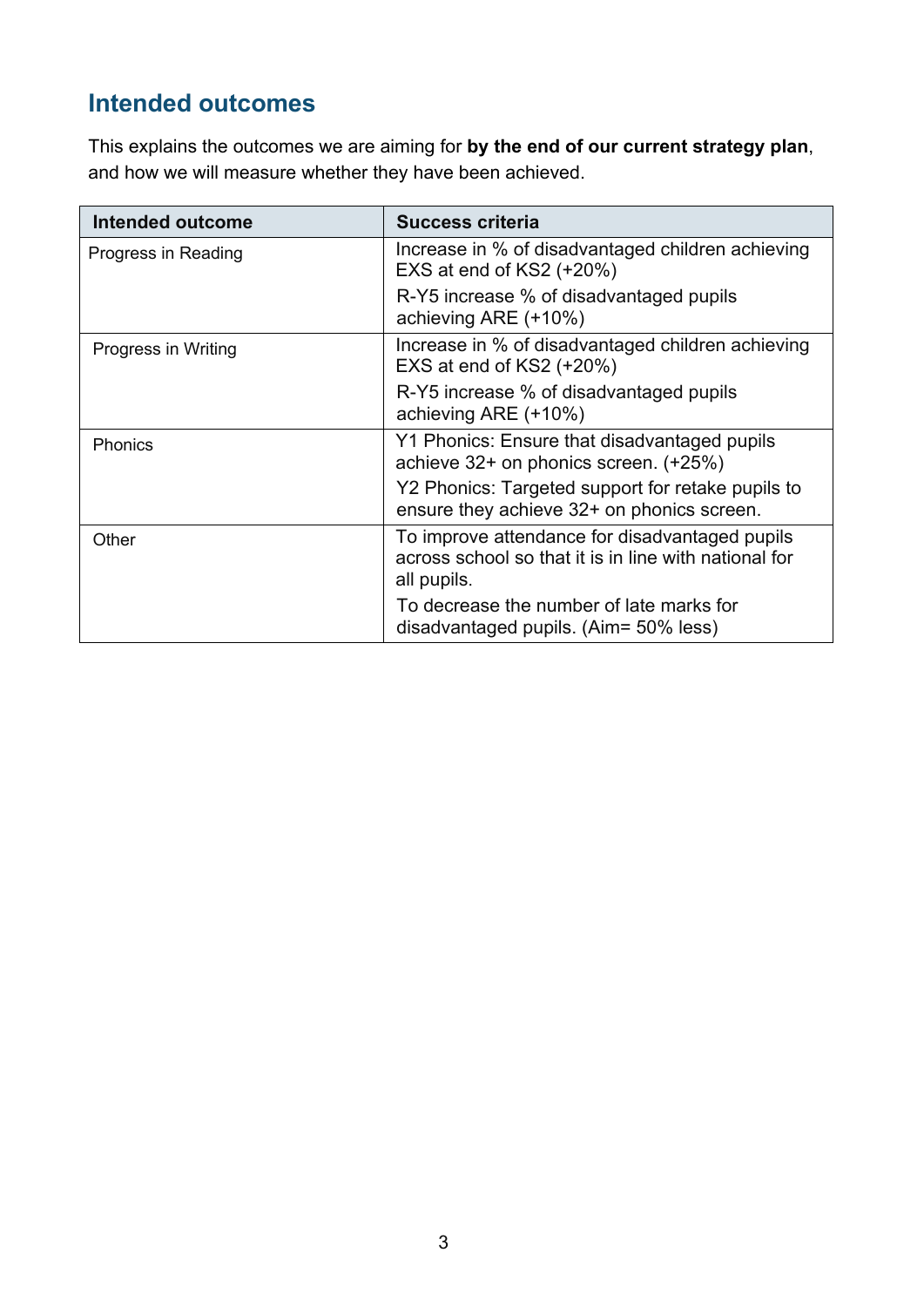## Intended outcomes

This explains the outcomes we are aiming for **by the end of our current strategy plan**, and how we will measure whether they have been achieved.

| Intended outcome | Success criteria |
|---|---|
| Progress in Reading | Increase in % of disadvantaged children achieving EXS at end of KS2 (+20%)<br><br>R-Y5 increase % of disadvantaged pupils achieving ARE (+10%) |
| Progress in Writing | Increase in % of disadvantaged children achieving EXS at end of KS2 (+20%)<br><br>R-Y5 increase % of disadvantaged pupils achieving ARE (+10%) |
| Phonics | Y1 Phonics: Ensure that disadvantaged pupils achieve 32+ on phonics screen. (+25%)<br><br>Y2 Phonics: Targeted support for retake pupils to ensure they achieve 32+ on phonics screen. |
| Other | To improve attendance for disadvantaged pupils across school so that it is in line with national for all pupils.<br><br>To decrease the number of late marks for disadvantaged pupils. (Aim= 50% less) |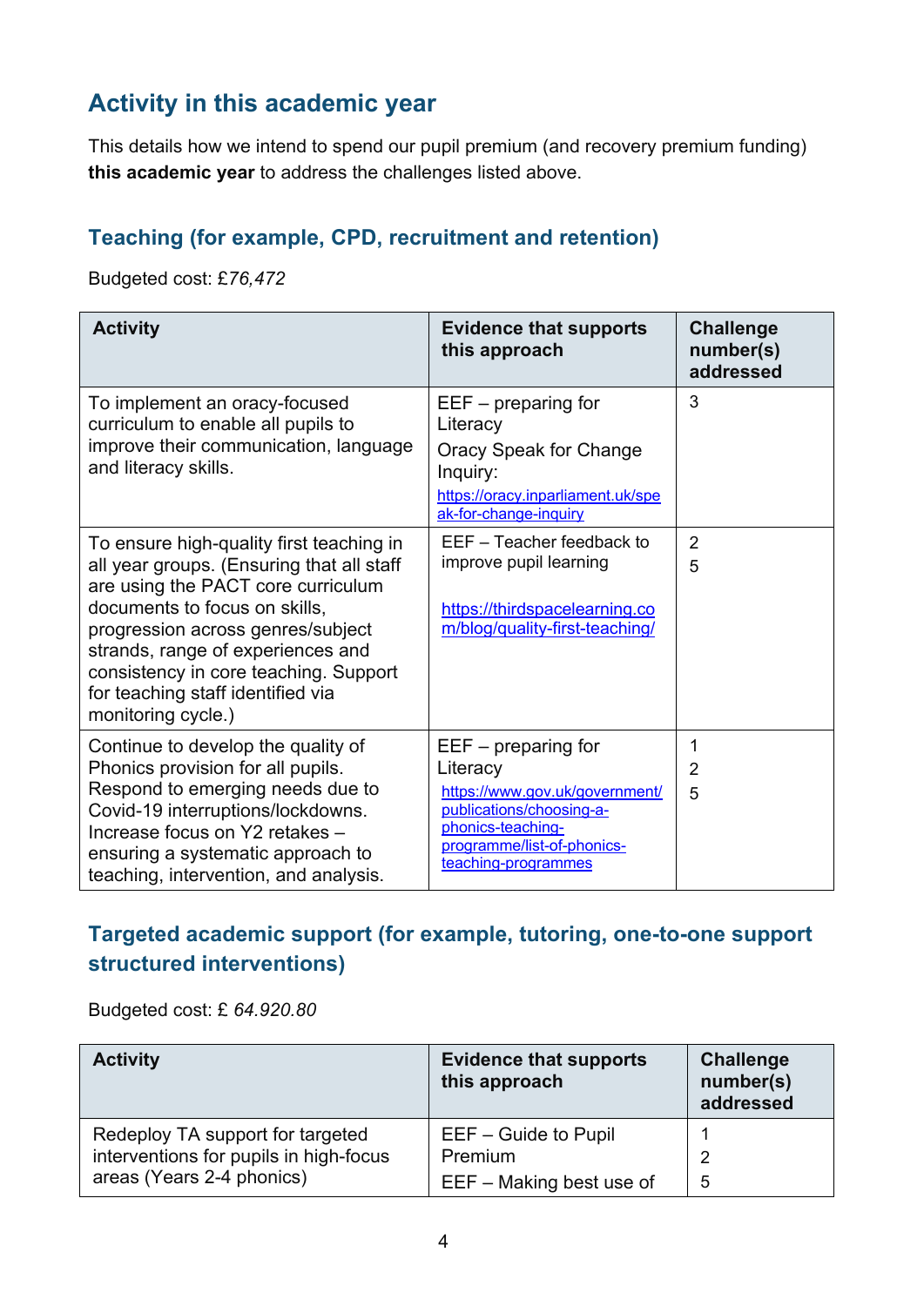## Activity in this academic year

This details how we intend to spend our pupil premium (and recovery premium funding) **this academic year** to address the challenges listed above.

### Teaching (for example, CPD, recruitment and retention)

Budgeted cost: £*76,472*

| Activity | Evidence that supports this approach | Challenge number(s) addressed |
|---|---|---|
| To implement an oracy-focused curriculum to enable all pupils to improve their communication, language and literacy skills. | EEF – preparing for Literacy<br>Oracy Speak for Change Inquiry:<br>https://oracy.inparliament.uk/speak-for-change-inquiry | 3 |
| To ensure high-quality first teaching in all year groups. (Ensuring that all staff are using the PACT core curriculum documents to focus on skills, progression across genres/subject strands, range of experiences and consistency in core teaching. Support for teaching staff identified via monitoring cycle.) | EEF – Teacher feedback to improve pupil learning<br><br>https://thirdspacelearning.com/blog/quality-first-teaching/ | 2<br>5 |
| Continue to develop the quality of Phonics provision for all pupils. Respond to emerging needs due to Covid-19 interruptions/lockdowns. Increase focus on Y2 retakes – ensuring a systematic approach to teaching, intervention, and analysis. | EEF – preparing for Literacy<br>https://www.gov.uk/government/publications/choosing-a-phonics-teaching-programme/list-of-phonics-teaching-programmes | 1<br>2<br>5 |

### Targeted academic support (for example, tutoring, one-to-one support structured interventions)

Budgeted cost: £ *64.920.80*

| Activity | Evidence that supports this approach | Challenge number(s) addressed |
|---|---|---|
| Redeploy TA support for targeted interventions for pupils in high-focus areas (Years 2-4 phonics) | EEF – Guide to Pupil Premium<br>EEF – Making best use of | 1<br>2<br>5 |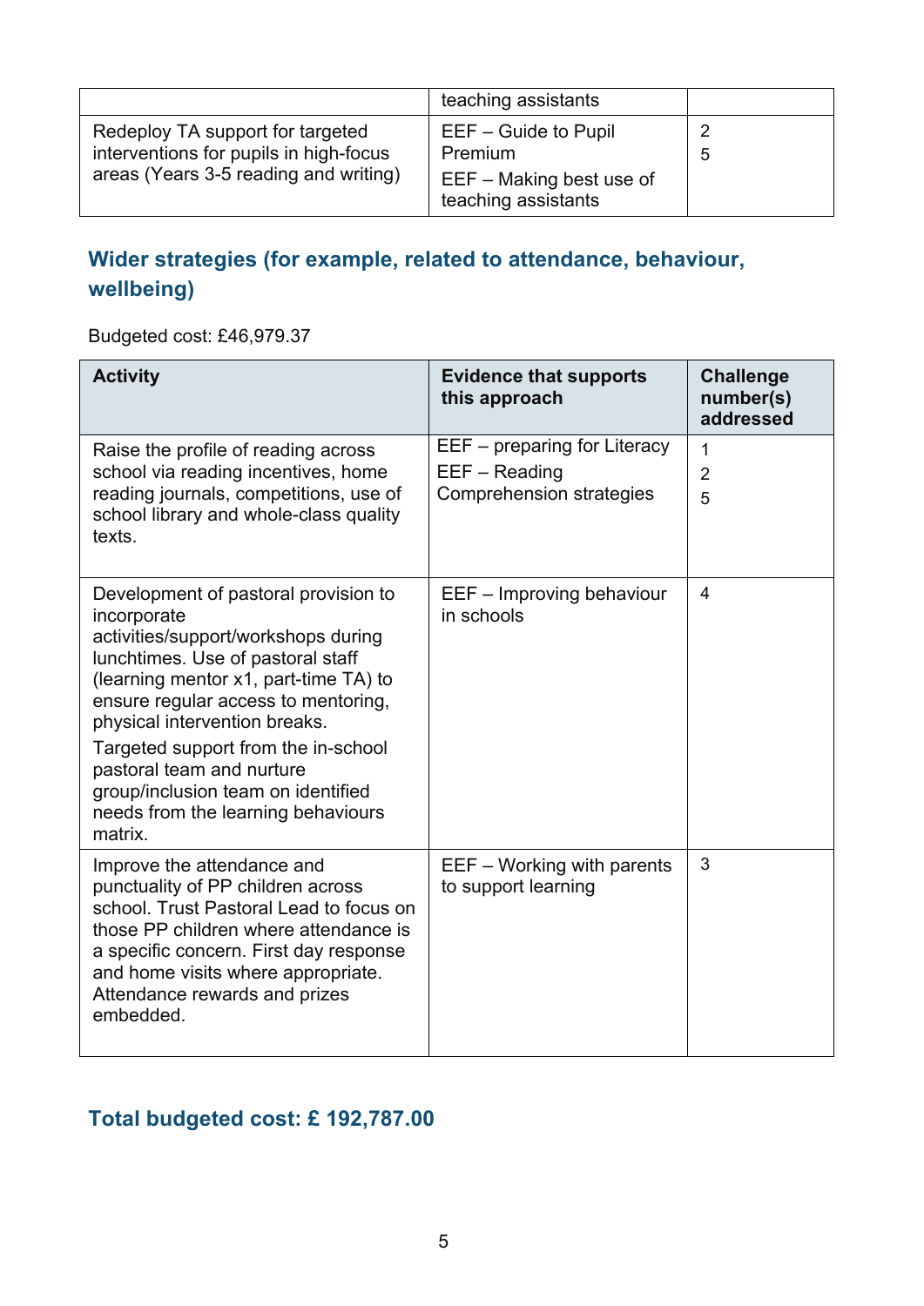| | teaching assistants | |
|---|---|---|
| Redeploy TA support for targeted interventions for pupils in high-focus areas (Years 3-5 reading and writing) | EEF – Guide to Pupil Premium<br>EEF – Making best use of teaching assistants | 2<br>5 |

## Wider strategies (for example, related to attendance, behaviour, wellbeing)

Budgeted cost: £46,979.37

| Activity | Evidence that supports this approach | Challenge number(s) addressed |
|---|---|---|
| Raise the profile of reading across school via reading incentives, home reading journals, competitions, use of school library and whole-class quality texts. | EEF – preparing for Literacy<br>EEF – Reading Comprehension strategies | 1<br>2<br>5 |
| Development of pastoral provision to incorporate activities/support/workshops during lunchtimes. Use of pastoral staff (learning mentor x1, part-time TA) to ensure regular access to mentoring, physical intervention breaks.<br>Targeted support from the in-school pastoral team and nurture group/inclusion team on identified needs from the learning behaviours matrix. | EEF – Improving behaviour in schools | 4 |
| Improve the attendance and punctuality of PP children across school. Trust Pastoral Lead to focus on those PP children where attendance is a specific concern. First day response and home visits where appropriate. Attendance rewards and prizes embedded. | EEF – Working with parents to support learning | 3 |

## Total budgeted cost: £ 192,787.00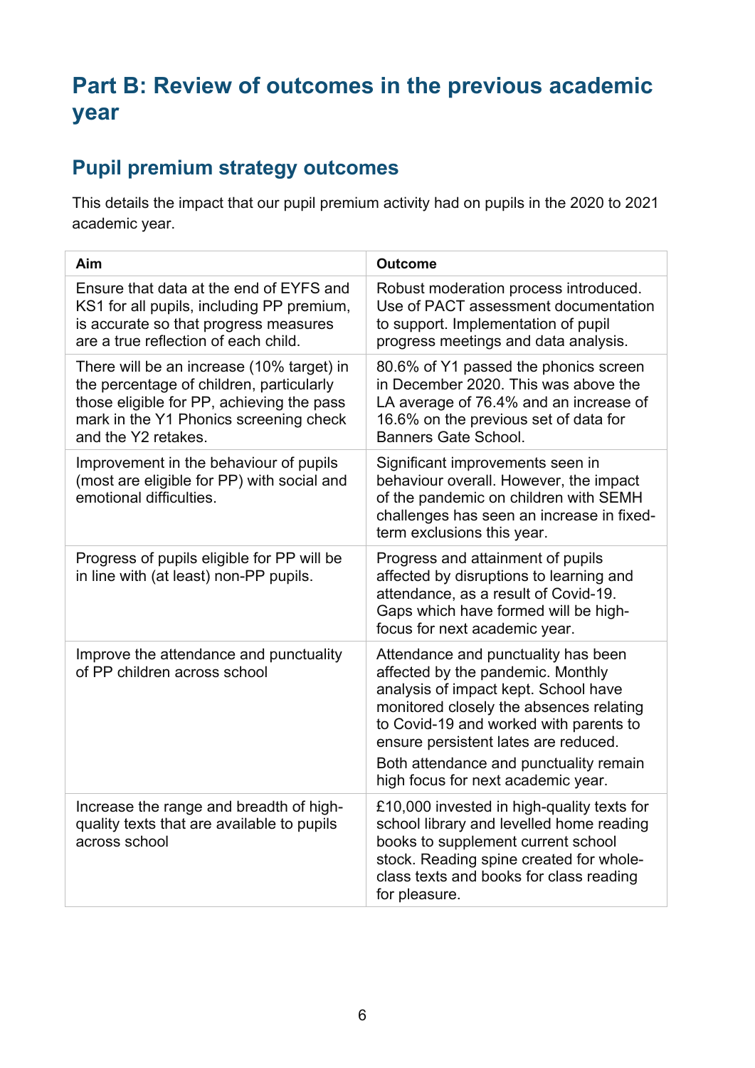# Part B: Review of outcomes in the previous academic year

## Pupil premium strategy outcomes

This details the impact that our pupil premium activity had on pupils in the 2020 to 2021 academic year.

| Aim | Outcome |
| --- | --- |
| Ensure that data at the end of EYFS and KS1 for all pupils, including PP premium, is accurate so that progress measures are a true reflection of each child. | Robust moderation process introduced. Use of PACT assessment documentation to support. Implementation of pupil progress meetings and data analysis. |
| There will be an increase (10% target) in the percentage of children, particularly those eligible for PP, achieving the pass mark in the Y1 Phonics screening check and the Y2 retakes. | 80.6% of Y1 passed the phonics screen in December 2020. This was above the LA average of 76.4% and an increase of 16.6% on the previous set of data for Banners Gate School. |
| Improvement in the behaviour of pupils (most are eligible for PP) with social and emotional difficulties. | Significant improvements seen in behaviour overall. However, the impact of the pandemic on children with SEMH challenges has seen an increase in fixed-term exclusions this year. |
| Progress of pupils eligible for PP will be in line with (at least) non-PP pupils. | Progress and attainment of pupils affected by disruptions to learning and attendance, as a result of Covid-19. Gaps which have formed will be high-focus for next academic year. |
| Improve the attendance and punctuality of PP children across school | Attendance and punctuality has been affected by the pandemic. Monthly analysis of impact kept. School have monitored closely the absences relating to Covid-19 and worked with parents to ensure persistent lates are reduced.<br>Both attendance and punctuality remain high focus for next academic year. |
| Increase the range and breadth of high-quality texts that are available to pupils across school | £10,000 invested in high-quality texts for school library and levelled home reading books to supplement current school stock. Reading spine created for whole-class texts and books for class reading for pleasure. |